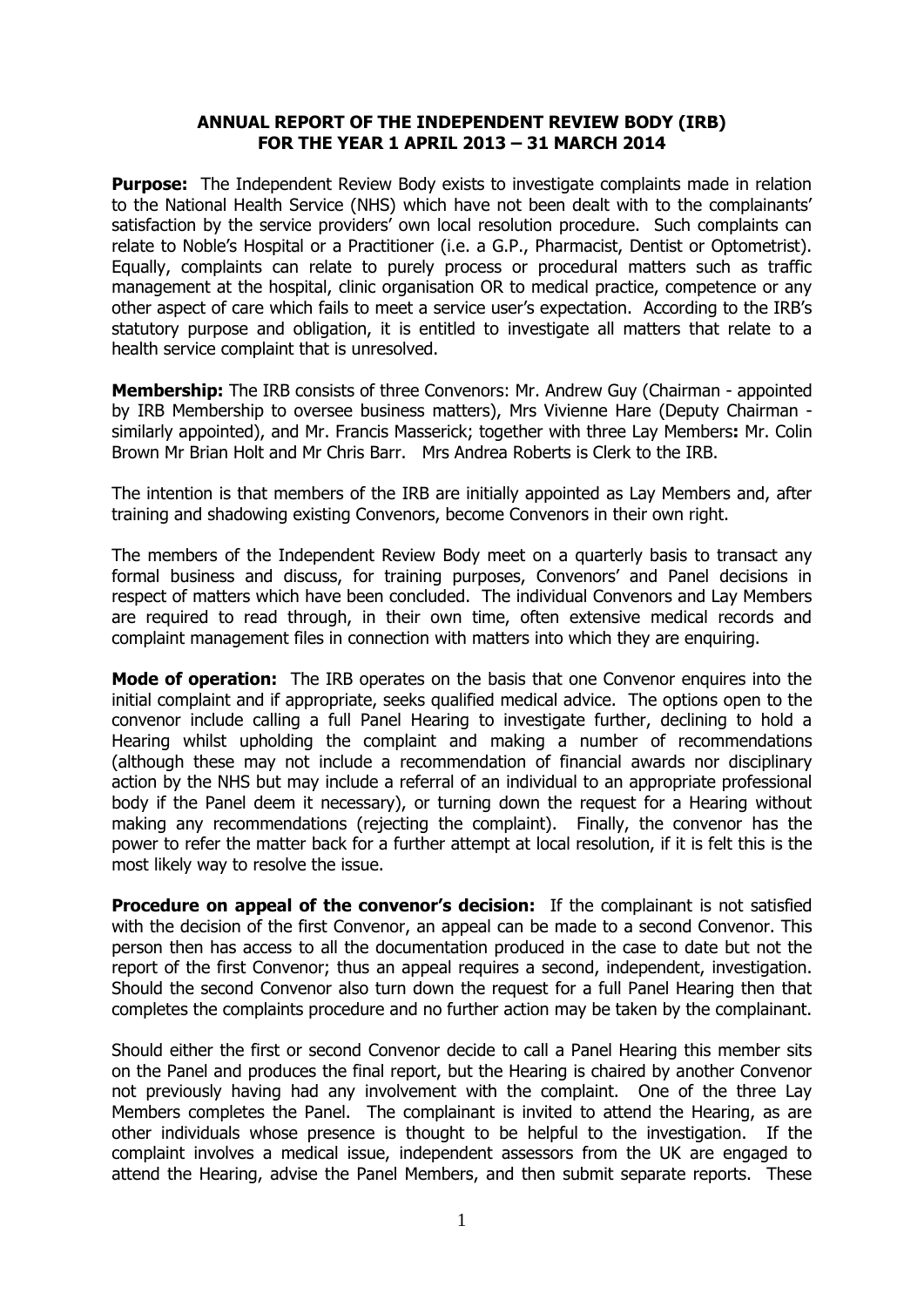# ANNUAL REPORT OF THE INDEPENDENT REVIEW BODY (IRB) FOR THE YEAR 1 APRIL 2013 – 31 MARCH 2014

**Purpose:** The Independent Review Body exists to investigate complaints made in relation to the National Health Service (NHS) which have not been dealt with to the complainants' satisfaction by the service providers' own local resolution procedure. Such complaints can relate to Noble's Hospital or a Practitioner (i.e. a G.P., Pharmacist, Dentist or Optometrist). Equally, complaints can relate to purely process or procedural matters such as traffic management at the hospital, clinic organisation OR to medical practice, competence or any other aspect of care which fails to meet a service user's expectation. According to the IRB's statutory purpose and obligation, it is entitled to investigate all matters that relate to a health service complaint that is unresolved.

**Membership:** The IRB consists of three Convenors: Mr. Andrew Guy (Chairman - appointed by IRB Membership to oversee business matters), Mrs Vivienne Hare (Deputy Chairman - similarly appointed), and Mr. Francis Masserick; together with three Lay Members**:** Mr. Colin Brown Mr Brian Holt and Mr Chris Barr. Mrs Andrea Roberts is Clerk to the IRB.

The intention is that members of the IRB are initially appointed as Lay Members and, after training and shadowing existing Convenors, become Convenors in their own right.

The members of the Independent Review Body meet on a quarterly basis to transact any formal business and discuss, for training purposes, Convenors' and Panel decisions in respect of matters which have been concluded. The individual Convenors and Lay Members are required to read through, in their own time, often extensive medical records and complaint management files in connection with matters into which they are enquiring.

**Mode of operation:** The IRB operates on the basis that one Convenor enquires into the initial complaint and if appropriate, seeks qualified medical advice. The options open to the convenor include calling a full Panel Hearing to investigate further, declining to hold a Hearing whilst upholding the complaint and making a number of recommendations (although these may not include a recommendation of financial awards nor disciplinary action by the NHS but may include a referral of an individual to an appropriate professional body if the Panel deem it necessary), or turning down the request for a Hearing without making any recommendations (rejecting the complaint). Finally, the convenor has the power to refer the matter back for a further attempt at local resolution, if it is felt this is the most likely way to resolve the issue.

**Procedure on appeal of the convenor's decision:** If the complainant is not satisfied with the decision of the first Convenor, an appeal can be made to a second Convenor. This person then has access to all the documentation produced in the case to date but not the report of the first Convenor; thus an appeal requires a second, independent, investigation. Should the second Convenor also turn down the request for a full Panel Hearing then that completes the complaints procedure and no further action may be taken by the complainant.

Should either the first or second Convenor decide to call a Panel Hearing this member sits on the Panel and produces the final report, but the Hearing is chaired by another Convenor not previously having had any involvement with the complaint. One of the three Lay Members completes the Panel. The complainant is invited to attend the Hearing, as are other individuals whose presence is thought to be helpful to the investigation. If the complaint involves a medical issue, independent assessors from the UK are engaged to attend the Hearing, advise the Panel Members, and then submit separate reports. These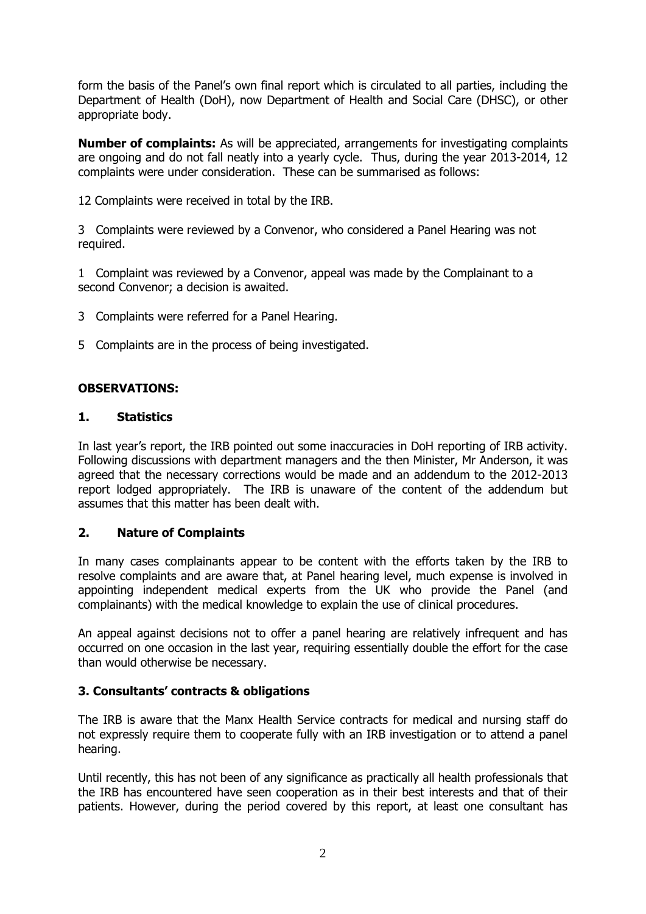form the basis of the Panel's own final report which is circulated to all parties, including the Department of Health (DoH), now Department of Health and Social Care (DHSC), or other appropriate body.

**Number of complaints:** As will be appreciated, arrangements for investigating complaints are ongoing and do not fall neatly into a yearly cycle. Thus, during the year 2013-2014, 12 complaints were under consideration. These can be summarised as follows:

12 Complaints were received in total by the IRB.

3 Complaints were reviewed by a Convenor, who considered a Panel Hearing was not required.

1 Complaint was reviewed by a Convenor, appeal was made by the Complainant to a second Convenor; a decision is awaited.

3 Complaints were referred for a Panel Hearing.

5 Complaints are in the process of being investigated.

**OBSERVATIONS:**

## 1. Statistics

In last year's report, the IRB pointed out some inaccuracies in DoH reporting of IRB activity. Following discussions with department managers and the then Minister, Mr Anderson, it was agreed that the necessary corrections would be made and an addendum to the 2012-2013 report lodged appropriately. The IRB is unaware of the content of the addendum but assumes that this matter has been dealt with.

## 2. Nature of Complaints

In many cases complainants appear to be content with the efforts taken by the IRB to resolve complaints and are aware that, at Panel hearing level, much expense is involved in appointing independent medical experts from the UK who provide the Panel (and complainants) with the medical knowledge to explain the use of clinical procedures.

An appeal against decisions not to offer a panel hearing are relatively infrequent and has occurred on one occasion in the last year, requiring essentially double the effort for the case than would otherwise be necessary.

## 3. Consultants' contracts & obligations

The IRB is aware that the Manx Health Service contracts for medical and nursing staff do not expressly require them to cooperate fully with an IRB investigation or to attend a panel hearing.

Until recently, this has not been of any significance as practically all health professionals that the IRB has encountered have seen cooperation as in their best interests and that of their patients. However, during the period covered by this report, at least one consultant has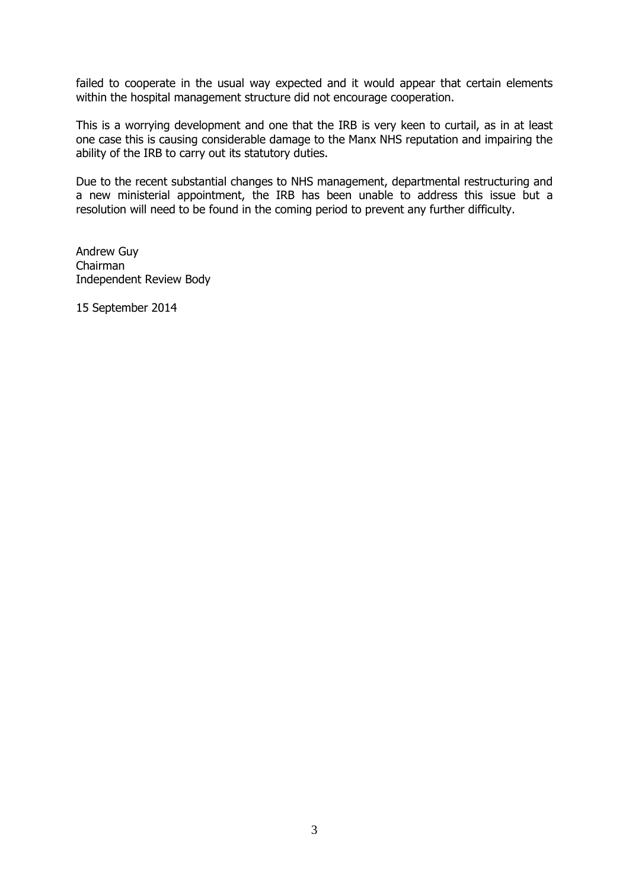failed to cooperate in the usual way expected and it would appear that certain elements within the hospital management structure did not encourage cooperation.

This is a worrying development and one that the IRB is very keen to curtail, as in at least one case this is causing considerable damage to the Manx NHS reputation and impairing the ability of the IRB to carry out its statutory duties.

Due to the recent substantial changes to NHS management, departmental restructuring and a new ministerial appointment, the IRB has been unable to address this issue but a resolution will need to be found in the coming period to prevent any further difficulty.

Andrew Guy
Chairman
Independent Review Body

15 September 2014